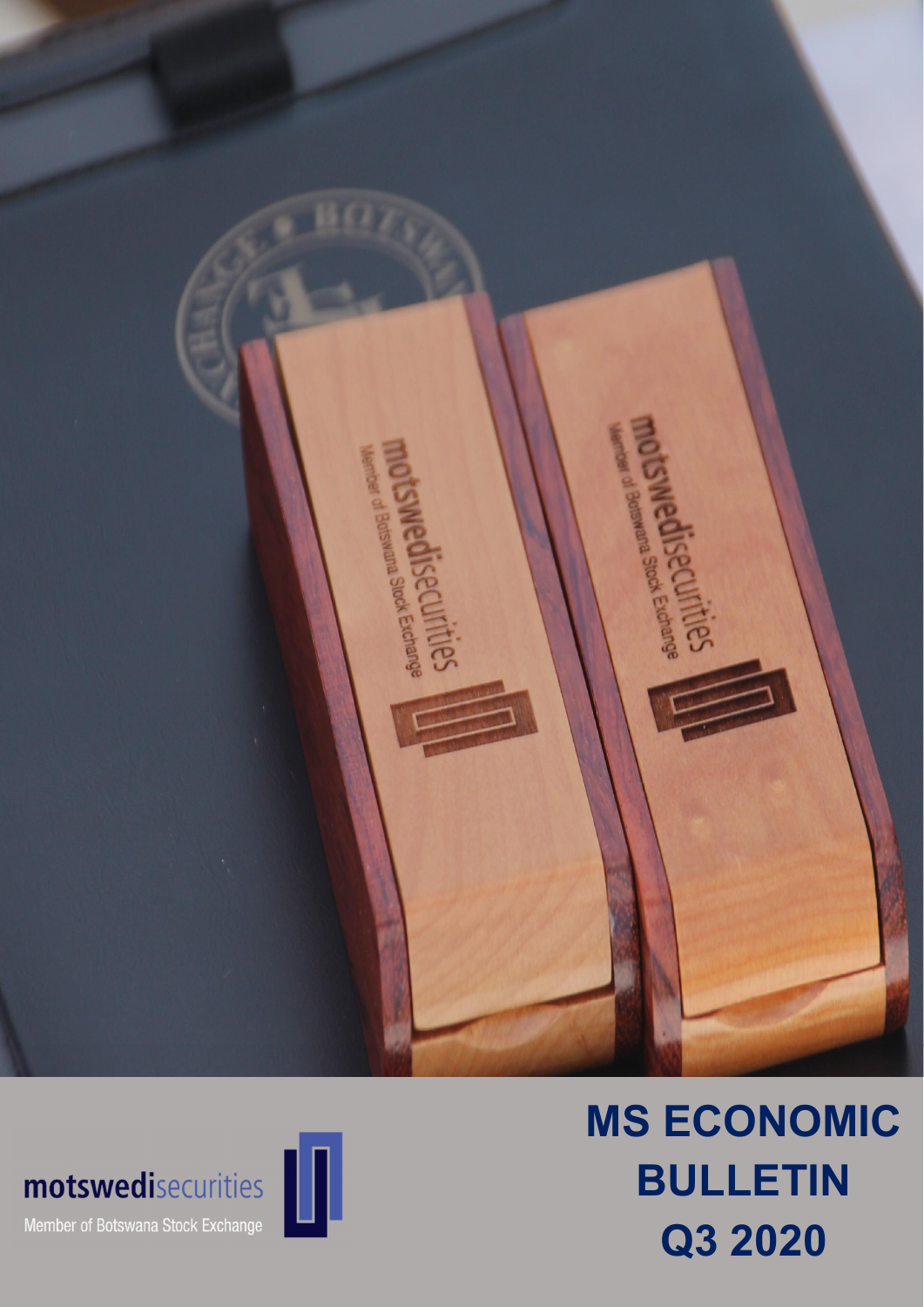motswedisecurities

Member of Botswana Stock Exchange

# MS ECONOMIC BULLETIN Q3 2020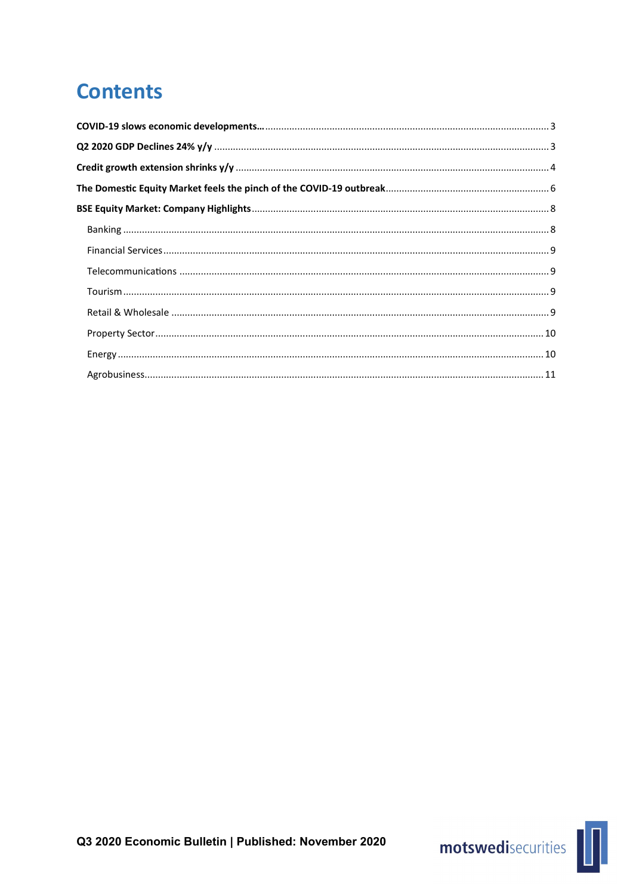# Contents

**COVID-19 slows economic developments…** ........................................................................................................ 3

**Q2 2020 GDP Declines 24% y/y** ........................................................................................................ 3

**Credit growth extension shrinks y/y** ........................................................................................................ 4

**The Domestic Equity Market feels the pinch of the COVID-19 outbreak** ........................................................................................................ 6

**BSE Equity Market: Company Highlights** ........................................................................................................ 8

- Banking ........................................................................................................ 8
- Financial Services ........................................................................................................ 9
- Telecommunications ........................................................................................................ 9
- Tourism ........................................................................................................ 9
- Retail & Wholesale ........................................................................................................ 9
- Property Sector ........................................................................................................ 10
- Energy ........................................................................................................ 10
- Agrobusiness ........................................................................................................ 11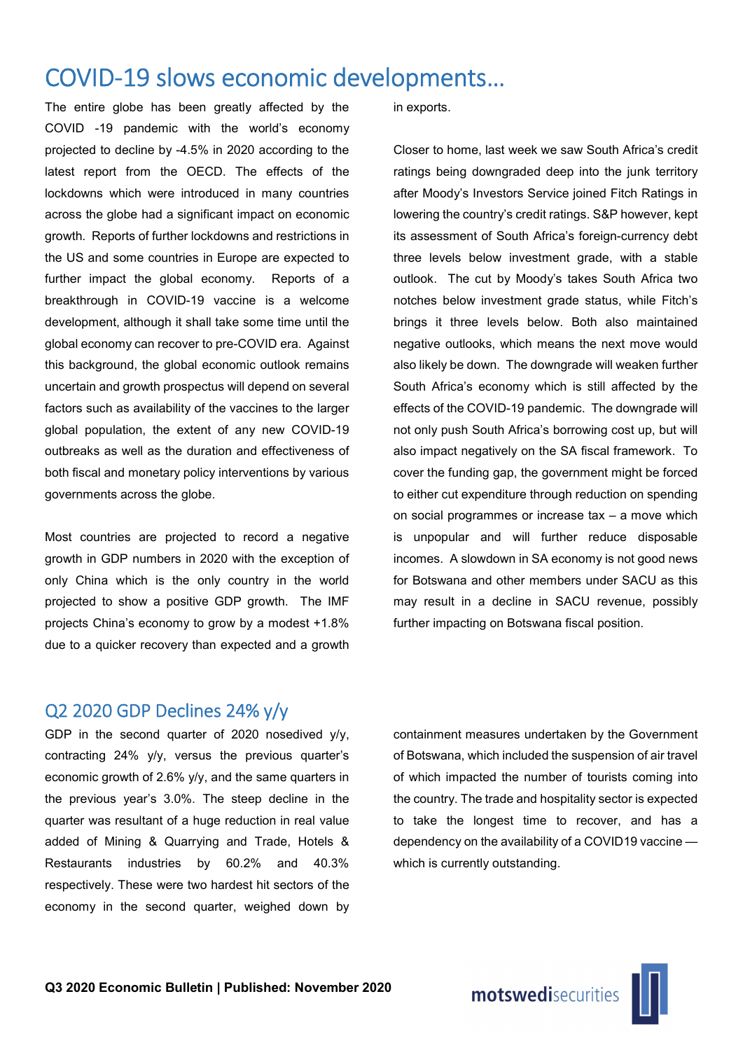# COVID-19 slows economic developments…

The entire globe has been greatly affected by the COVID -19 pandemic with the world's economy projected to decline by -4.5% in 2020 according to the latest report from the OECD. The effects of the lockdowns which were introduced in many countries across the globe had a significant impact on economic growth. Reports of further lockdowns and restrictions in the US and some countries in Europe are expected to further impact the global economy. Reports of a breakthrough in COVID-19 vaccine is a welcome development, although it shall take some time until the global economy can recover to pre-COVID era. Against this background, the global economic outlook remains uncertain and growth prospectus will depend on several factors such as availability of the vaccines to the larger global population, the extent of any new COVID-19 outbreaks as well as the duration and effectiveness of both fiscal and monetary policy interventions by various governments across the globe.

Most countries are projected to record a negative growth in GDP numbers in 2020 with the exception of only China which is the only country in the world projected to show a positive GDP growth. The IMF projects China's economy to grow by a modest +1.8% due to a quicker recovery than expected and a growth in exports.

Closer to home, last week we saw South Africa's credit ratings being downgraded deep into the junk territory after Moody's Investors Service joined Fitch Ratings in lowering the country's credit ratings. S&P however, kept its assessment of South Africa's foreign-currency debt three levels below investment grade, with a stable outlook. The cut by Moody's takes South Africa two notches below investment grade status, while Fitch's brings it three levels below. Both also maintained negative outlooks, which means the next move would also likely be down. The downgrade will weaken further South Africa's economy which is still affected by the effects of the COVID-19 pandemic. The downgrade will not only push South Africa's borrowing cost up, but will also impact negatively on the SA fiscal framework. To cover the funding gap, the government might be forced to either cut expenditure through reduction on spending on social programmes or increase tax – a move which is unpopular and will further reduce disposable incomes. A slowdown in SA economy is not good news for Botswana and other members under SACU as this may result in a decline in SACU revenue, possibly further impacting on Botswana fiscal position.

## Q2 2020 GDP Declines 24% y/y

GDP in the second quarter of 2020 nosedived y/y, contracting 24% y/y, versus the previous quarter's economic growth of 2.6% y/y, and the same quarters in the previous year's 3.0%. The steep decline in the quarter was resultant of a huge reduction in real value added of Mining & Quarrying and Trade, Hotels & Restaurants industries by 60.2% and 40.3% respectively. These were two hardest hit sectors of the economy in the second quarter, weighed down by containment measures undertaken by the Government of Botswana, which included the suspension of air travel of which impacted the number of tourists coming into the country. The trade and hospitality sector is expected to take the longest time to recover, and has a dependency on the availability of a COVID19 vaccine — which is currently outstanding.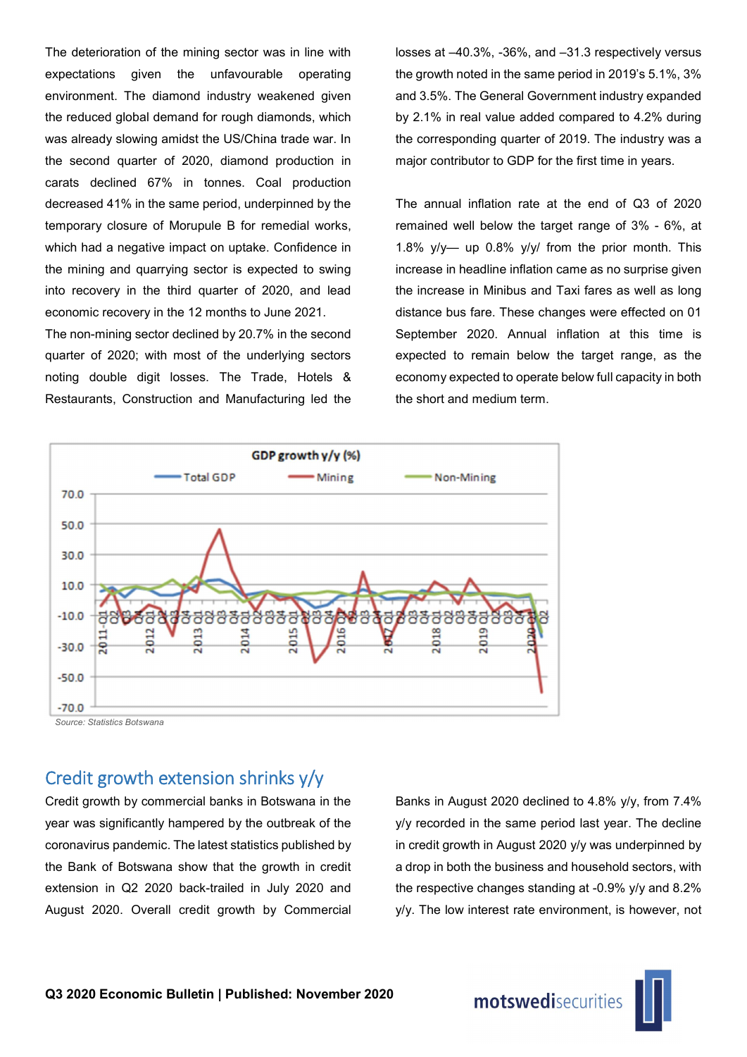The deterioration of the mining sector was in line with expectations given the unfavourable operating environment. The diamond industry weakened given the reduced global demand for rough diamonds, which was already slowing amidst the US/China trade war. In the second quarter of 2020, diamond production in carats declined 67% in tonnes. Coal production decreased 41% in the same period, underpinned by the temporary closure of Morupule B for remedial works, which had a negative impact on uptake. Confidence in the mining and quarrying sector is expected to swing into recovery in the third quarter of 2020, and lead economic recovery in the 12 months to June 2021.

The non-mining sector declined by 20.7% in the second quarter of 2020; with most of the underlying sectors noting double digit losses. The Trade, Hotels & Restaurants, Construction and Manufacturing led the losses at –40.3%, -36%, and –31.3 respectively versus the growth noted in the same period in 2019's 5.1%, 3% and 3.5%. The General Government industry expanded by 2.1% in real value added compared to 4.2% during the corresponding quarter of 2019. The industry was a major contributor to GDP for the first time in years.

The annual inflation rate at the end of Q3 of 2020 remained well below the target range of 3% - 6%, at 1.8% y/y— up 0.8% y/y/ from the prior month. This increase in headline inflation came as no surprise given the increase in Minibus and Taxi fares as well as long distance bus fare. These changes were effected on 01 September 2020. Annual inflation at this time is expected to remain below the target range, as the economy expected to operate below full capacity in both the short and medium term.

GDP growth y/y (%)

Source: Statistics Botswana

## Credit growth extension shrinks y/y

Credit growth by commercial banks in Botswana in the year was significantly hampered by the outbreak of the coronavirus pandemic. The latest statistics published by the Bank of Botswana show that the growth in credit extension in Q2 2020 back-trailed in July 2020 and August 2020. Overall credit growth by Commercial Banks in August 2020 declined to 4.8% y/y, from 7.4% y/y recorded in the same period last year. The decline in credit growth in August 2020 y/y was underpinned by a drop in both the business and household sectors, with the respective changes standing at -0.9% y/y and 8.2% y/y. The low interest rate environment, is however, not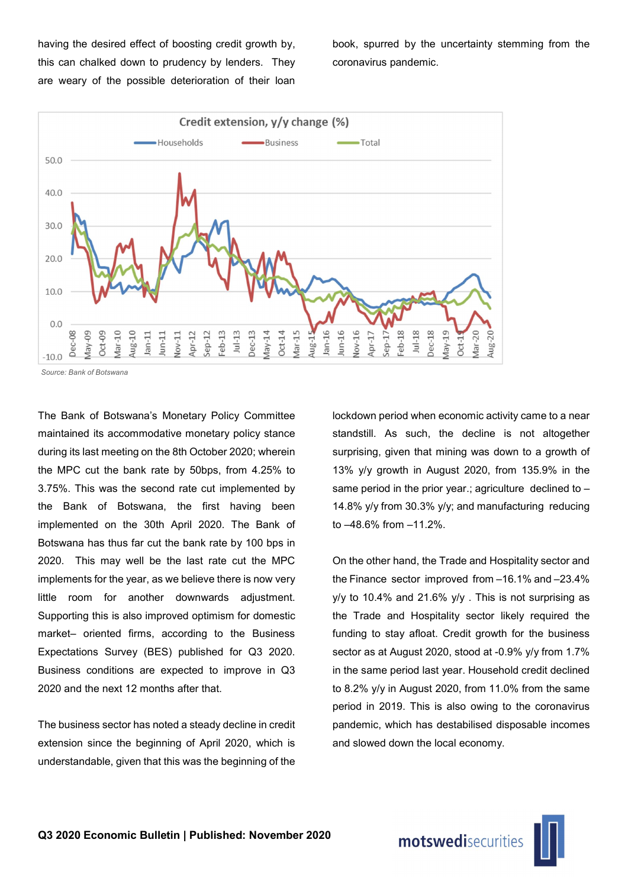having the desired effect of boosting credit growth by, this can chalked down to prudency by lenders. They are weary of the possible deterioration of their loan book, spurred by the uncertainty stemming from the coronavirus pandemic.

Credit extension, y/y change (%)

Source: Bank of Botswana

The Bank of Botswana's Monetary Policy Committee maintained its accommodative monetary policy stance during its last meeting on the 8th October 2020; wherein the MPC cut the bank rate by 50bps, from 4.25% to 3.75%. This was the second rate cut implemented by the Bank of Botswana, the first having been implemented on the 30th April 2020. The Bank of Botswana has thus far cut the bank rate by 100 bps in 2020. This may well be the last rate cut the MPC implements for the year, as we believe there is now very little room for another downwards adjustment. Supporting this is also improved optimism for domestic market– oriented firms, according to the Business Expectations Survey (BES) published for Q3 2020. Business conditions are expected to improve in Q3 2020 and the next 12 months after that.

The business sector has noted a steady decline in credit extension since the beginning of April 2020, which is understandable, given that this was the beginning of the lockdown period when economic activity came to a near standstill. As such, the decline is not altogether surprising, given that mining was down to a growth of 13% y/y growth in August 2020, from 135.9% in the same period in the prior year.; agriculture declined to –14.8% y/y from 30.3% y/y; and manufacturing reducing to –48.6% from –11.2%.

On the other hand, the Trade and Hospitality sector and the Finance sector improved from –16.1% and –23.4% y/y to 10.4% and 21.6% y/y . This is not surprising as the Trade and Hospitality sector likely required the funding to stay afloat. Credit growth for the business sector as at August 2020, stood at -0.9% y/y from 1.7% in the same period last year. Household credit declined to 8.2% y/y in August 2020, from 11.0% from the same period in 2019. This is also owing to the coronavirus pandemic, which has destabilised disposable incomes and slowed down the local economy.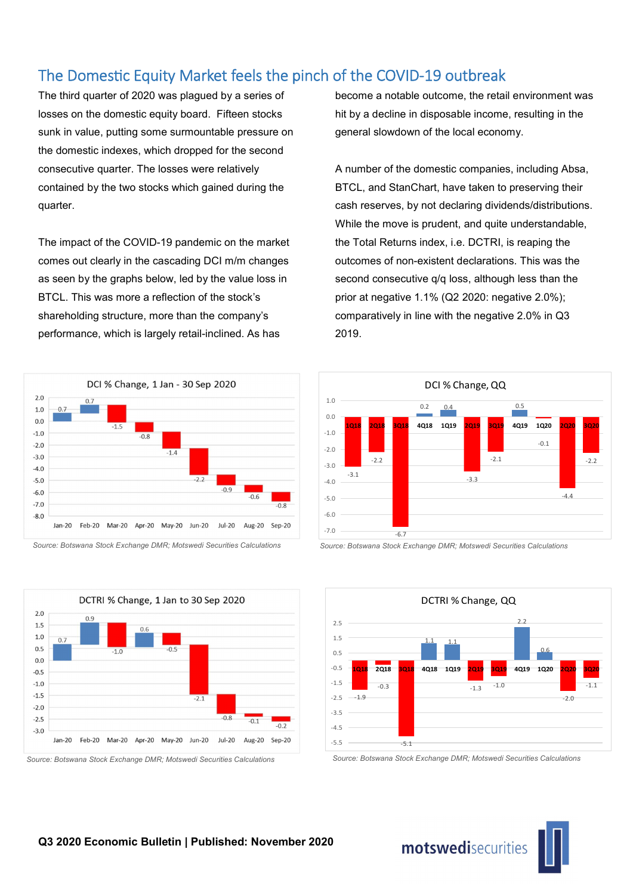# The Domestic Equity Market feels the pinch of the COVID-19 outbreak

The third quarter of 2020 was plagued by a series of losses on the domestic equity board. Fifteen stocks sunk in value, putting some surmountable pressure on the domestic indexes, which dropped for the second consecutive quarter. The losses were relatively contained by the two stocks which gained during the quarter.

The impact of the COVID-19 pandemic on the market comes out clearly in the cascading DCI m/m changes as seen by the graphs below, led by the value loss in BTCL. This was more a reflection of the stock's shareholding structure, more than the company's performance, which is largely retail-inclined. As has become a notable outcome, the retail environment was hit by a decline in disposable income, resulting in the general slowdown of the local economy.

A number of the domestic companies, including Absa, BTCL, and StanChart, have taken to preserving their cash reserves, by not declaring dividends/distributions. While the move is prudent, and quite understandable, the Total Returns index, i.e. DCTRI, is reaping the outcomes of non-existent declarations. This was the second consecutive q/q loss, although less than the prior at negative 1.1% (Q2 2020: negative 2.0%); comparatively in line with the negative 2.0% in Q3 2019.

**DCI % Change, 1 Jan - 30 Sep 2020**

| Jan-20 | Feb-20 | Mar-20 | Apr-20 | May-20 | Jun-20 | Jul-20 | Aug-20 | Sep-20 |
|---|---|---|---|---|---|---|---|---|
| 0.7 | 0.7 | -1.5 | -0.8 | -1.4 | -2.2 | -0.9 | -0.6 | -0.8 |

*Source: Botswana Stock Exchange DMR; Motswedi Securities Calculations*

**DCI % Change, QQ**

| 1Q18 | 2Q18 | 3Q18 | 4Q18 | 1Q19 | 2Q19 | 3Q19 | 4Q19 | 1Q20 | 2Q20 | 3Q20 |
|---|---|---|---|---|---|---|---|---|---|---|
| -3.1 | -2.2 | -6.7 | 0.2 | 0.4 | -3.3 | -2.1 | 0.5 | -0.1 | -4.4 | -2.2 |

*Source: Botswana Stock Exchange DMR; Motswedi Securities Calculations*

**DCTRI % Change, 1 Jan to 30 Sep 2020**

| Jan-20 | Feb-20 | Mar-20 | Apr-20 | May-20 | Jun-20 | Jul-20 | Aug-20 | Sep-20 |
|---|---|---|---|---|---|---|---|---|
| 0.7 | 0.9 | -1.0 | 0.6 | -0.5 | -2.1 | -0.8 | -0.1 | -0.2 |

*Source: Botswana Stock Exchange DMR; Motswedi Securities Calculations*

**DCTRI % Change, QQ**

| 1Q18 | 2Q18 | 3Q18 | 4Q18 | 1Q19 | 2Q19 | 3Q19 | 4Q19 | 1Q20 | 2Q20 | 3Q20 |
|---|---|---|---|---|---|---|---|---|---|---|
| -1.9 | -0.3 | -5.1 | 1.1 | 1.1 | -1.3 | -1.0 | 2.2 | 0.6 | -2.0 | -1.1 |

*Source: Botswana Stock Exchange DMR; Motswedi Securities Calculations*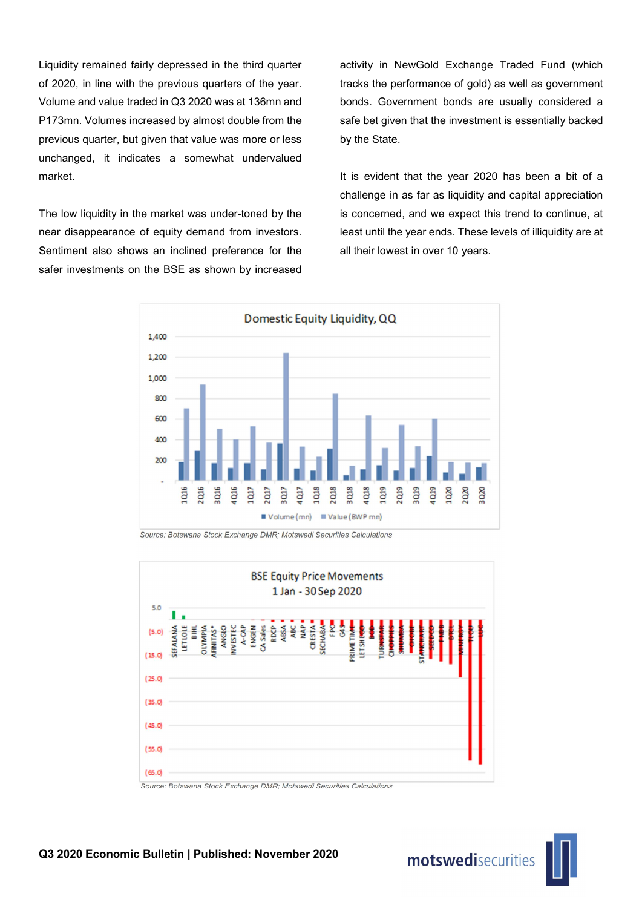Liquidity remained fairly depressed in the third quarter of 2020, in line with the previous quarters of the year. Volume and value traded in Q3 2020 was at 136mn and P173mn. Volumes increased by almost double from the previous quarter, but given that value was more or less unchanged, it indicates a somewhat undervalued market.

The low liquidity in the market was under-toned by the near disappearance of equity demand from investors. Sentiment also shows an inclined preference for the safer investments on the BSE as shown by increased activity in NewGold Exchange Traded Fund (which tracks the performance of gold) as well as government bonds. Government bonds are usually considered a safe bet given that the investment is essentially backed by the State.

It is evident that the year 2020 has been a bit of a challenge in as far as liquidity and capital appreciation is concerned, and we expect this trend to continue, at least until the year ends. These levels of illiquidity are at all their lowest in over 10 years.

*Source: Botswana Stock Exchange DMR; Motswedi Securities Calculations*

*Source: Botswana Stock Exchange DMR; Motswedi Securities Calculations*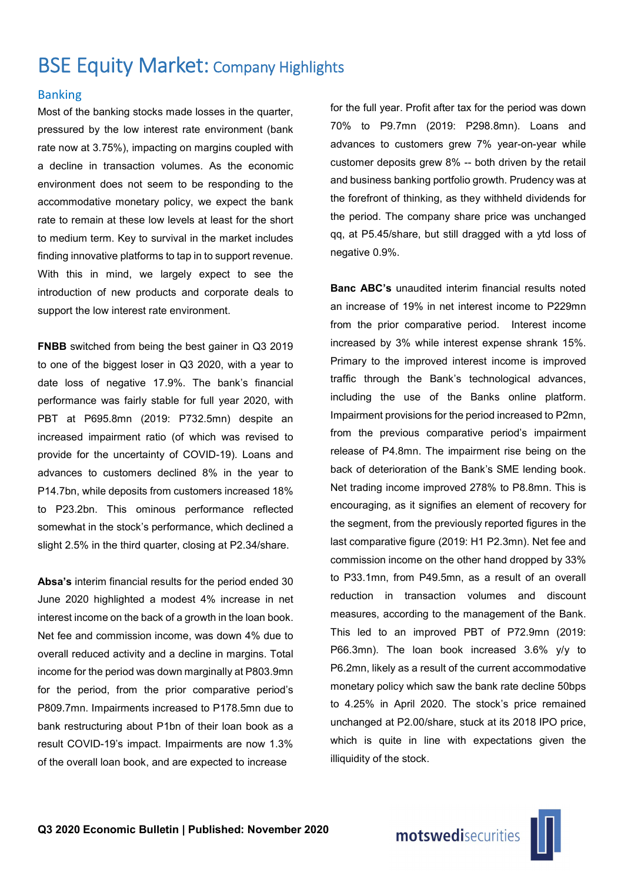# BSE Equity Market: Company Highlights

## Banking

Most of the banking stocks made losses in the quarter, pressured by the low interest rate environment (bank rate now at 3.75%), impacting on margins coupled with a decline in transaction volumes. As the economic environment does not seem to be responding to the accommodative monetary policy, we expect the bank rate to remain at these low levels at least for the short to medium term. Key to survival in the market includes finding innovative platforms to tap in to support revenue. With this in mind, we largely expect to see the introduction of new products and corporate deals to support the low interest rate environment.

**FNBB** switched from being the best gainer in Q3 2019 to one of the biggest loser in Q3 2020, with a year to date loss of negative 17.9%. The bank's financial performance was fairly stable for full year 2020, with PBT at P695.8mn (2019: P732.5mn) despite an increased impairment ratio (of which was revised to provide for the uncertainty of COVID-19). Loans and advances to customers declined 8% in the year to P14.7bn, while deposits from customers increased 18% to P23.2bn. This ominous performance reflected somewhat in the stock's performance, which declined a slight 2.5% in the third quarter, closing at P2.34/share.

**Absa's** interim financial results for the period ended 30 June 2020 highlighted a modest 4% increase in net interest income on the back of a growth in the loan book. Net fee and commission income, was down 4% due to overall reduced activity and a decline in margins. Total income for the period was down marginally at P803.9mn for the period, from the prior comparative period's P809.7mn. Impairments increased to P178.5mn due to bank restructuring about P1bn of their loan book as a result COVID-19's impact. Impairments are now 1.3% of the overall loan book, and are expected to increase for the full year. Profit after tax for the period was down 70% to P9.7mn (2019: P298.8mn). Loans and advances to customers grew 7% year-on-year while customer deposits grew 8% -- both driven by the retail and business banking portfolio growth. Prudency was at the forefront of thinking, as they withheld dividends for the period. The company share price was unchanged qq, at P5.45/share, but still dragged with a ytd loss of negative 0.9%.

**Banc ABC's** unaudited interim financial results noted an increase of 19% in net interest income to P229mn from the prior comparative period. Interest income increased by 3% while interest expense shrank 15%. Primary to the improved interest income is improved traffic through the Bank's technological advances, including the use of the Banks online platform. Impairment provisions for the period increased to P2mn, from the previous comparative period's impairment release of P4.8mn. The impairment rise being on the back of deterioration of the Bank's SME lending book. Net trading income improved 278% to P8.8mn. This is encouraging, as it signifies an element of recovery for the segment, from the previously reported figures in the last comparative figure (2019: H1 P2.3mn). Net fee and commission income on the other hand dropped by 33% to P33.1mn, from P49.5mn, as a result of an overall reduction in transaction volumes and discount measures, according to the management of the Bank. This led to an improved PBT of P72.9mn (2019: P66.3mn). The loan book increased 3.6% y/y to P6.2mn, likely as a result of the current accommodative monetary policy which saw the bank rate decline 50bps to 4.25% in April 2020. The stock's price remained unchanged at P2.00/share, stuck at its 2018 IPO price, which is quite in line with expectations given the illiquidity of the stock.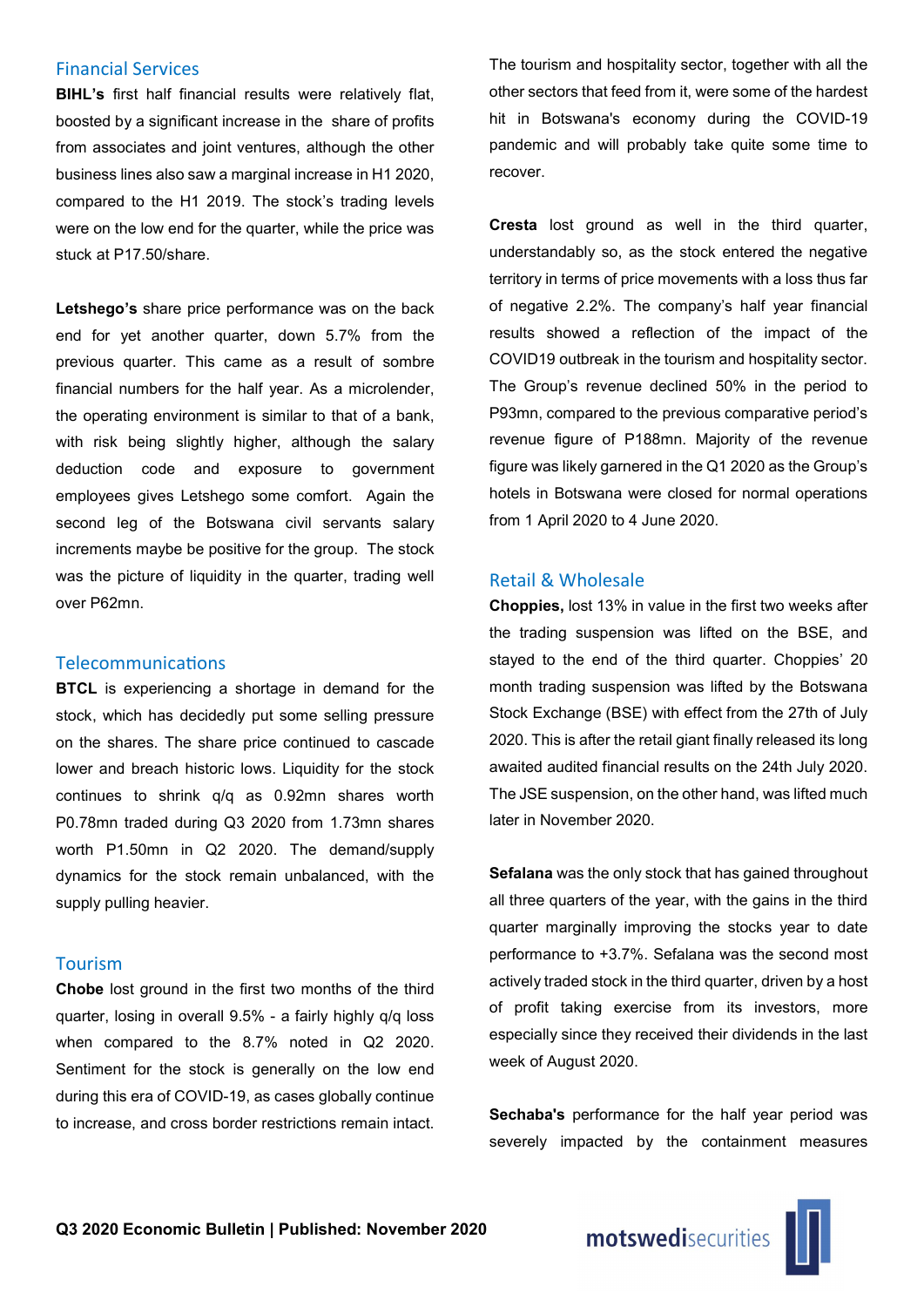## Financial Services

**BIHL's** first half financial results were relatively flat, boosted by a significant increase in the share of profits from associates and joint ventures, although the other business lines also saw a marginal increase in H1 2020, compared to the H1 2019. The stock's trading levels were on the low end for the quarter, while the price was stuck at P17.50/share.

**Letshego's** share price performance was on the back end for yet another quarter, down 5.7% from the previous quarter. This came as a result of sombre financial numbers for the half year. As a microlender, the operating environment is similar to that of a bank, with risk being slightly higher, although the salary deduction code and exposure to government employees gives Letshego some comfort. Again the second leg of the Botswana civil servants salary increments maybe be positive for the group. The stock was the picture of liquidity in the quarter, trading well over P62mn.

## Telecommunications

**BTCL** is experiencing a shortage in demand for the stock, which has decidedly put some selling pressure on the shares. The share price continued to cascade lower and breach historic lows. Liquidity for the stock continues to shrink q/q as 0.92mn shares worth P0.78mn traded during Q3 2020 from 1.73mn shares worth P1.50mn in Q2 2020. The demand/supply dynamics for the stock remain unbalanced, with the supply pulling heavier.

## Tourism

**Chobe** lost ground in the first two months of the third quarter, losing in overall 9.5% - a fairly highly q/q loss when compared to the 8.7% noted in Q2 2020. Sentiment for the stock is generally on the low end during this era of COVID-19, as cases globally continue to increase, and cross border restrictions remain intact. The tourism and hospitality sector, together with all the other sectors that feed from it, were some of the hardest hit in Botswana's economy during the COVID-19 pandemic and will probably take quite some time to recover.

**Cresta** lost ground as well in the third quarter, understandably so, as the stock entered the negative territory in terms of price movements with a loss thus far of negative 2.2%. The company's half year financial results showed a reflection of the impact of the COVID19 outbreak in the tourism and hospitality sector. The Group's revenue declined 50% in the period to P93mn, compared to the previous comparative period's revenue figure of P188mn. Majority of the revenue figure was likely garnered in the Q1 2020 as the Group's hotels in Botswana were closed for normal operations from 1 April 2020 to 4 June 2020.

## Retail & Wholesale

**Choppies,** lost 13% in value in the first two weeks after the trading suspension was lifted on the BSE, and stayed to the end of the third quarter. Choppies' 20 month trading suspension was lifted by the Botswana Stock Exchange (BSE) with effect from the 27th of July 2020. This is after the retail giant finally released its long awaited audited financial results on the 24th July 2020. The JSE suspension, on the other hand, was lifted much later in November 2020.

**Sefalana** was the only stock that has gained throughout all three quarters of the year, with the gains in the third quarter marginally improving the stocks year to date performance to +3.7%. Sefalana was the second most actively traded stock in the third quarter, driven by a host of profit taking exercise from its investors, more especially since they received their dividends in the last week of August 2020.

**Sechaba's** performance for the half year period was severely impacted by the containment measures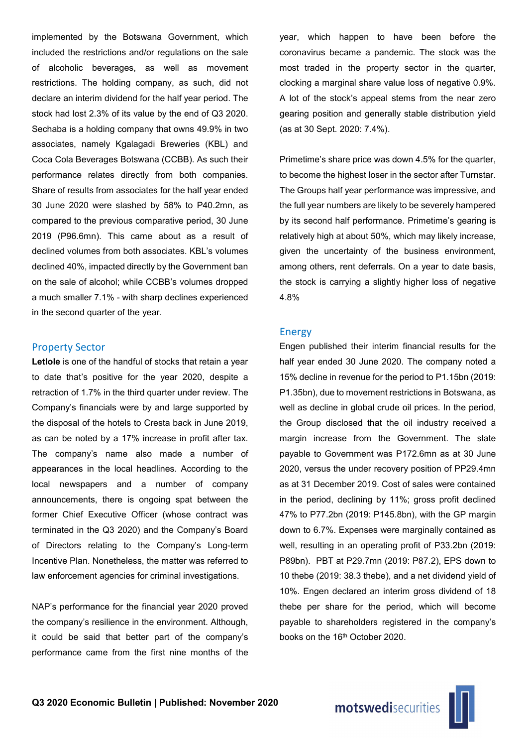implemented by the Botswana Government, which included the restrictions and/or regulations on the sale of alcoholic beverages, as well as movement restrictions. The holding company, as such, did not declare an interim dividend for the half year period. The stock had lost 2.3% of its value by the end of Q3 2020. Sechaba is a holding company that owns 49.9% in two associates, namely Kgalagadi Breweries (KBL) and Coca Cola Beverages Botswana (CCBB). As such their performance relates directly from both companies. Share of results from associates for the half year ended 30 June 2020 were slashed by 58% to P40.2mn, as compared to the previous comparative period, 30 June 2019 (P96.6mn). This came about as a result of declined volumes from both associates. KBL's volumes declined 40%, impacted directly by the Government ban on the sale of alcohol; while CCBB's volumes dropped a much smaller 7.1% - with sharp declines experienced in the second quarter of the year.

## Property Sector

**Letlole** is one of the handful of stocks that retain a year to date that's positive for the year 2020, despite a retraction of 1.7% in the third quarter under review. The Company's financials were by and large supported by the disposal of the hotels to Cresta back in June 2019, as can be noted by a 17% increase in profit after tax. The company's name also made a number of appearances in the local headlines. According to the local newspapers and a number of company announcements, there is ongoing spat between the former Chief Executive Officer (whose contract was terminated in the Q3 2020) and the Company's Board of Directors relating to the Company's Long-term Incentive Plan. Nonetheless, the matter was referred to law enforcement agencies for criminal investigations.

NAP's performance for the financial year 2020 proved the company's resilience in the environment. Although, it could be said that better part of the company's performance came from the first nine months of the year, which happen to have been before the coronavirus became a pandemic. The stock was the most traded in the property sector in the quarter, clocking a marginal share value loss of negative 0.9%. A lot of the stock's appeal stems from the near zero gearing position and generally stable distribution yield (as at 30 Sept. 2020: 7.4%).

Primetime's share price was down 4.5% for the quarter, to become the highest loser in the sector after Turnstar. The Groups half year performance was impressive, and the full year numbers are likely to be severely hampered by its second half performance. Primetime's gearing is relatively high at about 50%, which may likely increase, given the uncertainty of the business environment, among others, rent deferrals. On a year to date basis, the stock is carrying a slightly higher loss of negative 4.8%

## Energy

Engen published their interim financial results for the half year ended 30 June 2020. The company noted a 15% decline in revenue for the period to P1.15bn (2019: P1.35bn), due to movement restrictions in Botswana, as well as decline in global crude oil prices. In the period, the Group disclosed that the oil industry received a margin increase from the Government. The slate payable to Government was P172.6mn as at 30 June 2020, versus the under recovery position of PP29.4mn as at 31 December 2019. Cost of sales were contained in the period, declining by 11%; gross profit declined 47% to P77.2bn (2019: P145.8bn), with the GP margin down to 6.7%. Expenses were marginally contained as well, resulting in an operating profit of P33.2bn (2019: P89bn). PBT at P29.7mn (2019: P87.2), EPS down to 10 thebe (2019: 38.3 thebe), and a net dividend yield of 10%. Engen declared an interim gross dividend of 18 thebe per share for the period, which will become payable to shareholders registered in the company's books on the 16th October 2020.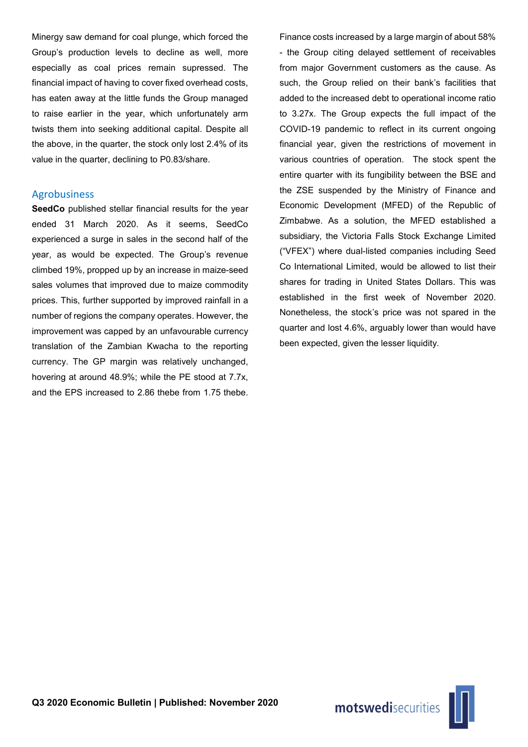Minergy saw demand for coal plunge, which forced the Group's production levels to decline as well, more especially as coal prices remain supressed. The financial impact of having to cover fixed overhead costs, has eaten away at the little funds the Group managed to raise earlier in the year, which unfortunately arm twists them into seeking additional capital. Despite all the above, in the quarter, the stock only lost 2.4% of its value in the quarter, declining to P0.83/share.

## Agrobusiness

**SeedCo** published stellar financial results for the year ended 31 March 2020. As it seems, SeedCo experienced a surge in sales in the second half of the year, as would be expected. The Group's revenue climbed 19%, propped up by an increase in maize-seed sales volumes that improved due to maize commodity prices. This, further supported by improved rainfall in a number of regions the company operates. However, the improvement was capped by an unfavourable currency translation of the Zambian Kwacha to the reporting currency. The GP margin was relatively unchanged, hovering at around 48.9%; while the PE stood at 7.7x, and the EPS increased to 2.86 thebe from 1.75 thebe. Finance costs increased by a large margin of about 58% - the Group citing delayed settlement of receivables from major Government customers as the cause. As such, the Group relied on their bank's facilities that added to the increased debt to operational income ratio to 3.27x. The Group expects the full impact of the COVID-19 pandemic to reflect in its current ongoing financial year, given the restrictions of movement in various countries of operation. The stock spent the entire quarter with its fungibility between the BSE and the ZSE suspended by the Ministry of Finance and Economic Development (MFED) of the Republic of Zimbabwe. As a solution, the MFED established a subsidiary, the Victoria Falls Stock Exchange Limited ("VFEX") where dual-listed companies including Seed Co International Limited, would be allowed to list their shares for trading in United States Dollars. This was established in the first week of November 2020. Nonetheless, the stock's price was not spared in the quarter and lost 4.6%, arguably lower than would have been expected, given the lesser liquidity.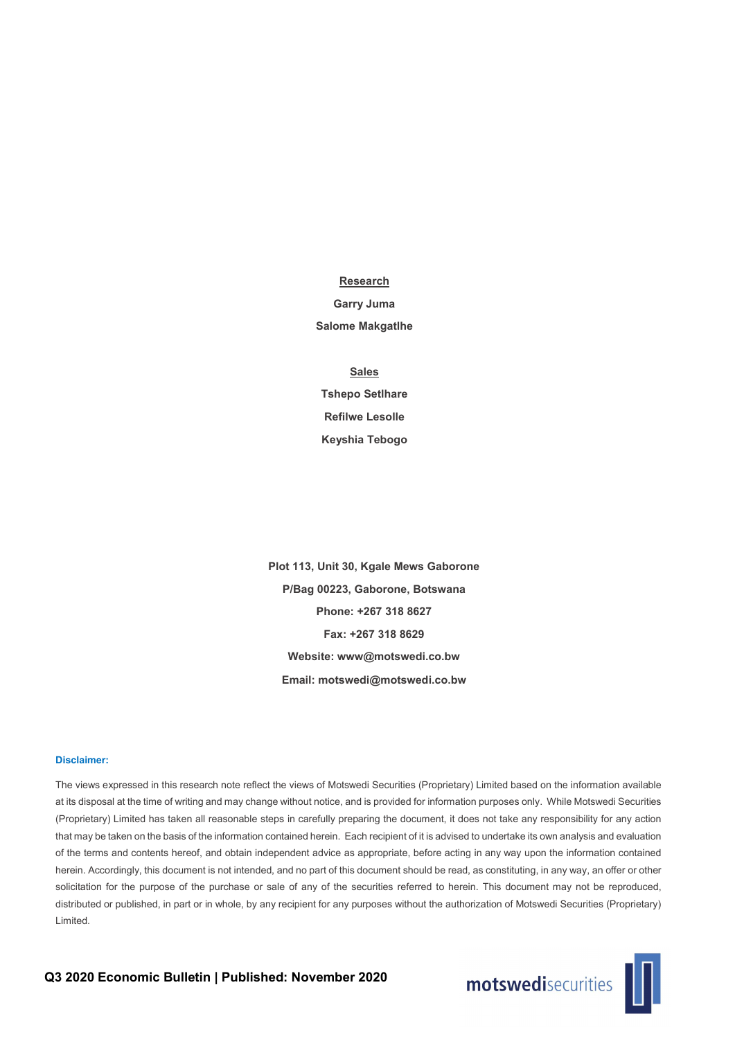**Research**

**Garry Juma**

**Salome Makgatlhe**

**Sales**

**Tshepo Setlhare**

**Refilwe Lesolle**

**Keyshia Tebogo**

**Plot 113, Unit 30, Kgale Mews Gaborone**

**P/Bag 00223, Gaborone, Botswana**

**Phone: +267 318 8627**

**Fax: +267 318 8629**

**Website: www@motswedi.co.bw**

**Email: motswedi@motswedi.co.bw**

**Disclaimer:**

The views expressed in this research note reflect the views of Motswedi Securities (Proprietary) Limited based on the information available at its disposal at the time of writing and may change without notice, and is provided for information purposes only. While Motswedi Securities (Proprietary) Limited has taken all reasonable steps in carefully preparing the document, it does not take any responsibility for any action that may be taken on the basis of the information contained herein. Each recipient of it is advised to undertake its own analysis and evaluation of the terms and contents hereof, and obtain independent advice as appropriate, before acting in any way upon the information contained herein. Accordingly, this document is not intended, and no part of this document should be read, as constituting, in any way, an offer or other solicitation for the purpose of the purchase or sale of any of the securities referred to herein. This document may not be reproduced, distributed or published, in part or in whole, by any recipient for any purposes without the authorization of Motswedi Securities (Proprietary) Limited.

**Q3 2020 Economic Bulletin | Published: November 2020**

motswedisecurities